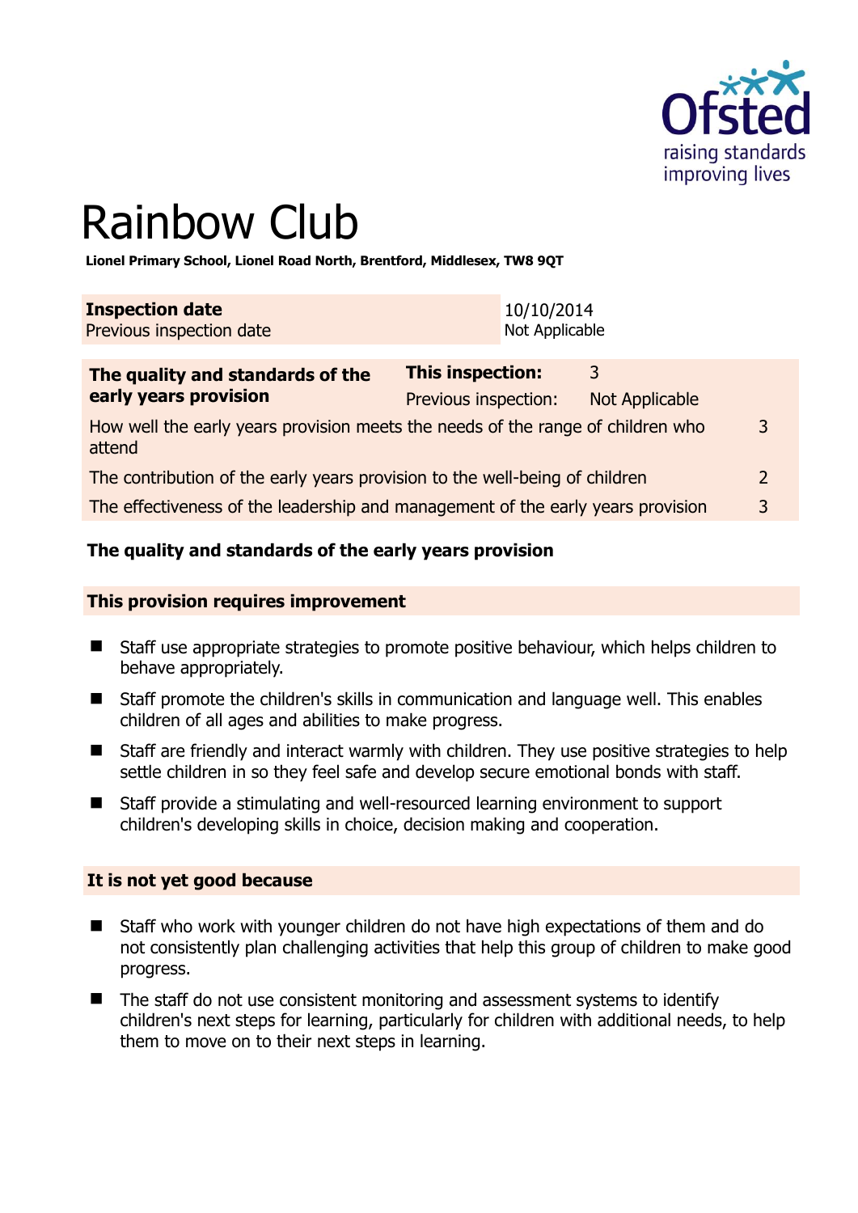# Rainbow Club

**Lionel Primary School, Lionel Road North, Brentford, Middlesex, TW8 9QT**

| | |
|---|---|
| **Inspection date** | 10/10/2014 |
| Previous inspection date | Not Applicable |

| **The quality and standards of the early years provision** | **This inspection:** | 3 |
|---|---|---|
| | Previous inspection: | Not Applicable |
| How well the early years provision meets the needs of the range of children who attend | | 3 |
| The contribution of the early years provision to the well-being of children | | 2 |
| The effectiveness of the leadership and management of the early years provision | | 3 |

## The quality and standards of the early years provision

### This provision requires improvement

- Staff use appropriate strategies to promote positive behaviour, which helps children to behave appropriately.
- Staff promote the children's skills in communication and language well. This enables children of all ages and abilities to make progress.
- Staff are friendly and interact warmly with children. They use positive strategies to help settle children in so they feel safe and develop secure emotional bonds with staff.
- Staff provide a stimulating and well-resourced learning environment to support children's developing skills in choice, decision making and cooperation.

### It is not yet good because

- Staff who work with younger children do not have high expectations of them and do not consistently plan challenging activities that help this group of children to make good progress.
- The staff do not use consistent monitoring and assessment systems to identify children's next steps for learning, particularly for children with additional needs, to help them to move on to their next steps in learning.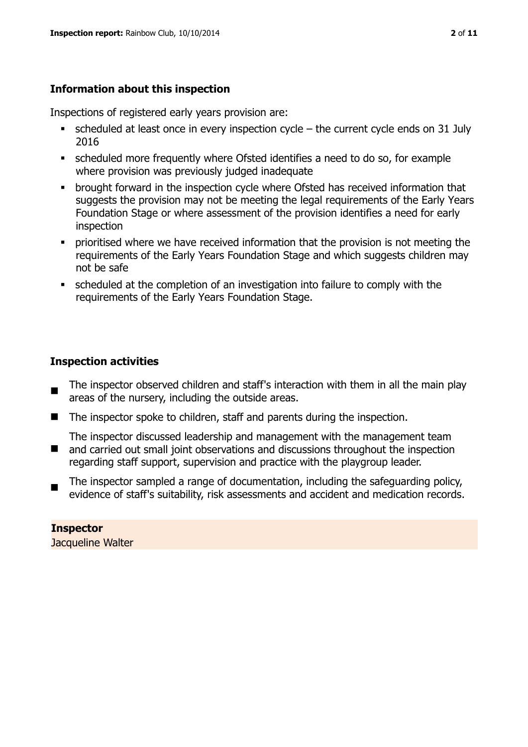## Information about this inspection

Inspections of registered early years provision are:

- scheduled at least once in every inspection cycle – the current cycle ends on 31 July 2016
- scheduled more frequently where Ofsted identifies a need to do so, for example where provision was previously judged inadequate
- brought forward in the inspection cycle where Ofsted has received information that suggests the provision may not be meeting the legal requirements of the Early Years Foundation Stage or where assessment of the provision identifies a need for early inspection
- prioritised where we have received information that the provision is not meeting the requirements of the Early Years Foundation Stage and which suggests children may not be safe
- scheduled at the completion of an investigation into failure to comply with the requirements of the Early Years Foundation Stage.

## Inspection activities

- The inspector observed children and staff's interaction with them in all the main play areas of the nursery, including the outside areas.
- The inspector spoke to children, staff and parents during the inspection.
- The inspector discussed leadership and management with the management team and carried out small joint observations and discussions throughout the inspection regarding staff support, supervision and practice with the playgroup leader.
- The inspector sampled a range of documentation, including the safeguarding policy, evidence of staff's suitability, risk assessments and accident and medication records.

**Inspector**
Jacqueline Walter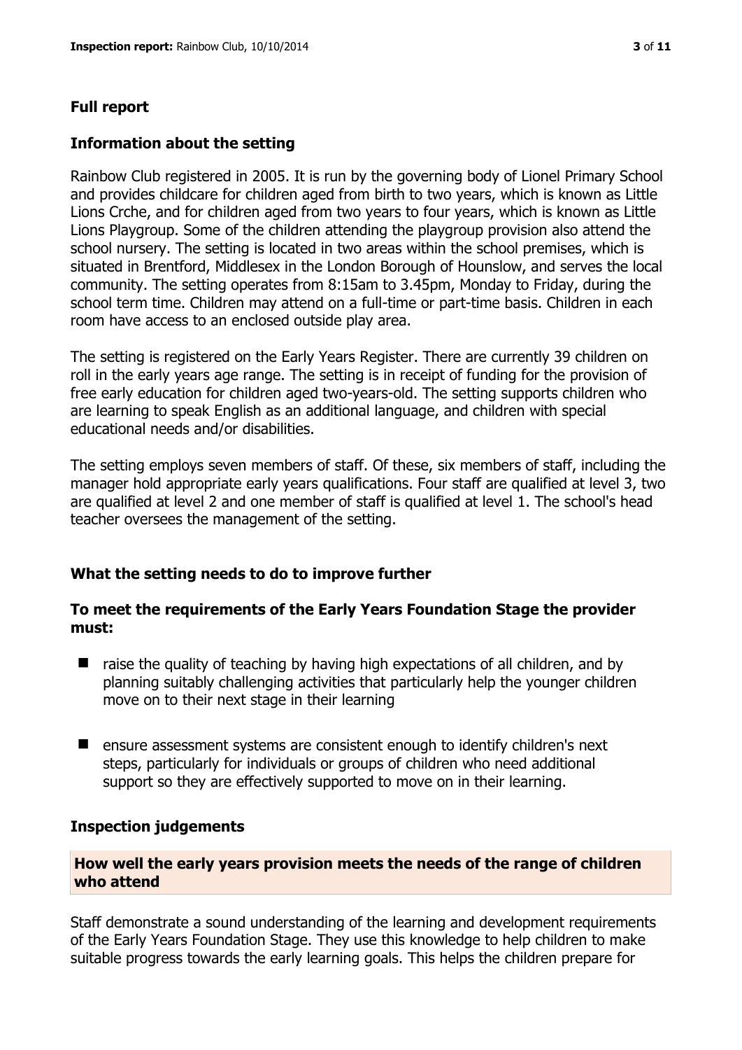## Full report

### Information about the setting

Rainbow Club registered in 2005. It is run by the governing body of Lionel Primary School and provides childcare for children aged from birth to two years, which is known as Little Lions Crche, and for children aged from two years to four years, which is known as Little Lions Playgroup. Some of the children attending the playgroup provision also attend the school nursery. The setting is located in two areas within the school premises, which is situated in Brentford, Middlesex in the London Borough of Hounslow, and serves the local community. The setting operates from 8:15am to 3.45pm, Monday to Friday, during the school term time. Children may attend on a full-time or part-time basis. Children in each room have access to an enclosed outside play area.

The setting is registered on the Early Years Register. There are currently 39 children on roll in the early years age range. The setting is in receipt of funding for the provision of free early education for children aged two-years-old. The setting supports children who are learning to speak English as an additional language, and children with special educational needs and/or disabilities.

The setting employs seven members of staff. Of these, six members of staff, including the manager hold appropriate early years qualifications. Four staff are qualified at level 3, two are qualified at level 2 and one member of staff is qualified at level 1. The school's head teacher oversees the management of the setting.

### What the setting needs to do to improve further

#### To meet the requirements of the Early Years Foundation Stage the provider must:

- raise the quality of teaching by having high expectations of all children, and by planning suitably challenging activities that particularly help the younger children move on to their next stage in their learning
- ensure assessment systems are consistent enough to identify children's next steps, particularly for individuals or groups of children who need additional support so they are effectively supported to move on in their learning.

### Inspection judgements

#### How well the early years provision meets the needs of the range of children who attend

Staff demonstrate a sound understanding of the learning and development requirements of the Early Years Foundation Stage. They use this knowledge to help children to make suitable progress towards the early learning goals. This helps the children prepare for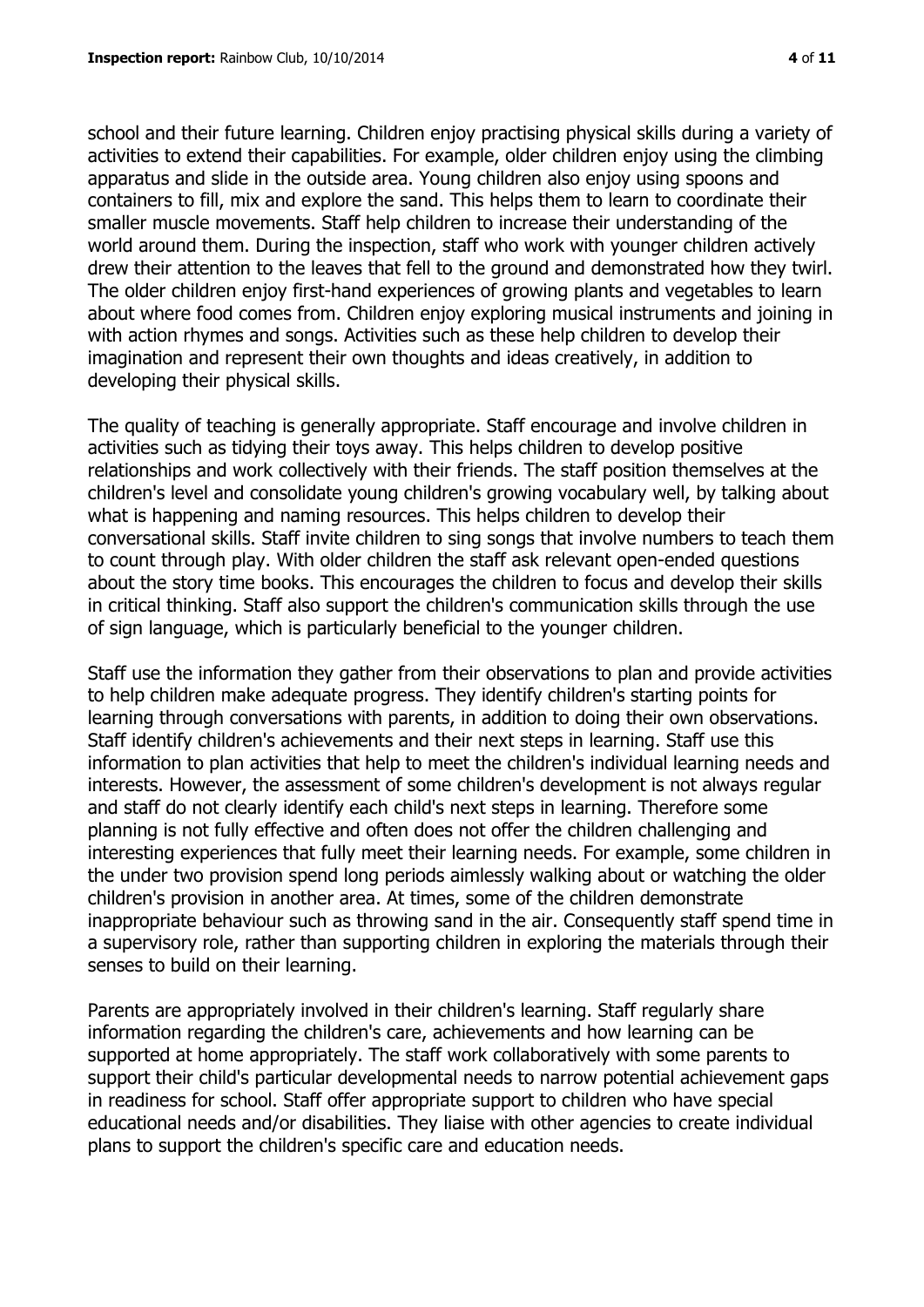school and their future learning. Children enjoy practising physical skills during a variety of activities to extend their capabilities. For example, older children enjoy using the climbing apparatus and slide in the outside area. Young children also enjoy using spoons and containers to fill, mix and explore the sand. This helps them to learn to coordinate their smaller muscle movements. Staff help children to increase their understanding of the world around them. During the inspection, staff who work with younger children actively drew their attention to the leaves that fell to the ground and demonstrated how they twirl. The older children enjoy first-hand experiences of growing plants and vegetables to learn about where food comes from. Children enjoy exploring musical instruments and joining in with action rhymes and songs. Activities such as these help children to develop their imagination and represent their own thoughts and ideas creatively, in addition to developing their physical skills.

The quality of teaching is generally appropriate. Staff encourage and involve children in activities such as tidying their toys away. This helps children to develop positive relationships and work collectively with their friends. The staff position themselves at the children's level and consolidate young children's growing vocabulary well, by talking about what is happening and naming resources. This helps children to develop their conversational skills. Staff invite children to sing songs that involve numbers to teach them to count through play. With older children the staff ask relevant open-ended questions about the story time books. This encourages the children to focus and develop their skills in critical thinking. Staff also support the children's communication skills through the use of sign language, which is particularly beneficial to the younger children.

Staff use the information they gather from their observations to plan and provide activities to help children make adequate progress. They identify children's starting points for learning through conversations with parents, in addition to doing their own observations. Staff identify children's achievements and their next steps in learning. Staff use this information to plan activities that help to meet the children's individual learning needs and interests. However, the assessment of some children's development is not always regular and staff do not clearly identify each child's next steps in learning. Therefore some planning is not fully effective and often does not offer the children challenging and interesting experiences that fully meet their learning needs. For example, some children in the under two provision spend long periods aimlessly walking about or watching the older children's provision in another area. At times, some of the children demonstrate inappropriate behaviour such as throwing sand in the air. Consequently staff spend time in a supervisory role, rather than supporting children in exploring the materials through their senses to build on their learning.

Parents are appropriately involved in their children's learning. Staff regularly share information regarding the children's care, achievements and how learning can be supported at home appropriately. The staff work collaboratively with some parents to support their child's particular developmental needs to narrow potential achievement gaps in readiness for school. Staff offer appropriate support to children who have special educational needs and/or disabilities. They liaise with other agencies to create individual plans to support the children's specific care and education needs.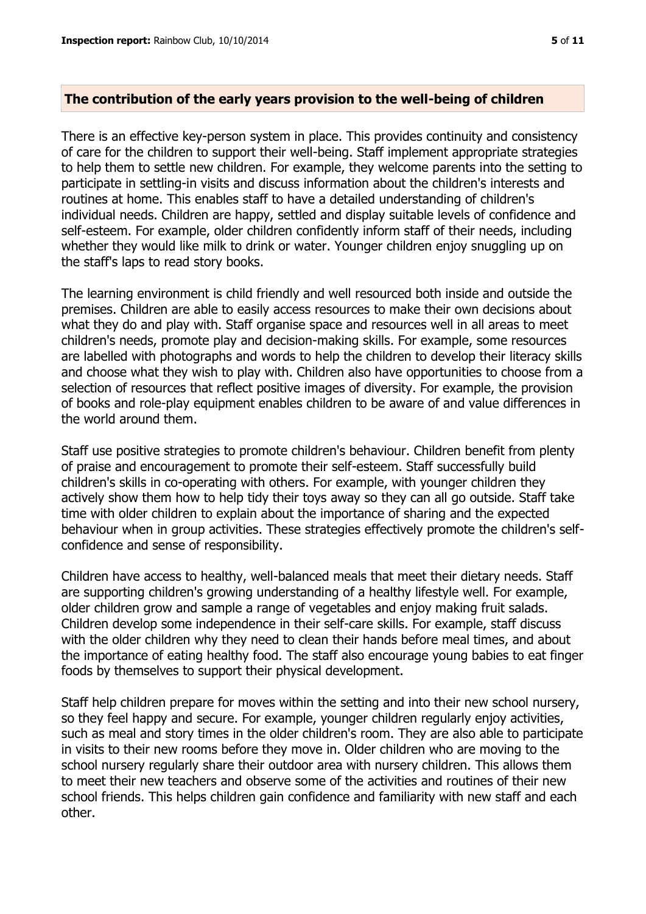## The contribution of the early years provision to the well-being of children

There is an effective key-person system in place. This provides continuity and consistency of care for the children to support their well-being. Staff implement appropriate strategies to help them to settle new children. For example, they welcome parents into the setting to participate in settling-in visits and discuss information about the children's interests and routines at home. This enables staff to have a detailed understanding of children's individual needs. Children are happy, settled and display suitable levels of confidence and self-esteem. For example, older children confidently inform staff of their needs, including whether they would like milk to drink or water. Younger children enjoy snuggling up on the staff's laps to read story books.

The learning environment is child friendly and well resourced both inside and outside the premises. Children are able to easily access resources to make their own decisions about what they do and play with. Staff organise space and resources well in all areas to meet children's needs, promote play and decision-making skills. For example, some resources are labelled with photographs and words to help the children to develop their literacy skills and choose what they wish to play with. Children also have opportunities to choose from a selection of resources that reflect positive images of diversity. For example, the provision of books and role-play equipment enables children to be aware of and value differences in the world around them.

Staff use positive strategies to promote children's behaviour. Children benefit from plenty of praise and encouragement to promote their self-esteem. Staff successfully build children's skills in co-operating with others. For example, with younger children they actively show them how to help tidy their toys away so they can all go outside. Staff take time with older children to explain about the importance of sharing and the expected behaviour when in group activities. These strategies effectively promote the children's self-confidence and sense of responsibility.

Children have access to healthy, well-balanced meals that meet their dietary needs. Staff are supporting children's growing understanding of a healthy lifestyle well. For example, older children grow and sample a range of vegetables and enjoy making fruit salads. Children develop some independence in their self-care skills. For example, staff discuss with the older children why they need to clean their hands before meal times, and about the importance of eating healthy food. The staff also encourage young babies to eat finger foods by themselves to support their physical development.

Staff help children prepare for moves within the setting and into their new school nursery, so they feel happy and secure. For example, younger children regularly enjoy activities, such as meal and story times in the older children's room. They are also able to participate in visits to their new rooms before they move in. Older children who are moving to the school nursery regularly share their outdoor area with nursery children. This allows them to meet their new teachers and observe some of the activities and routines of their new school friends. This helps children gain confidence and familiarity with new staff and each other.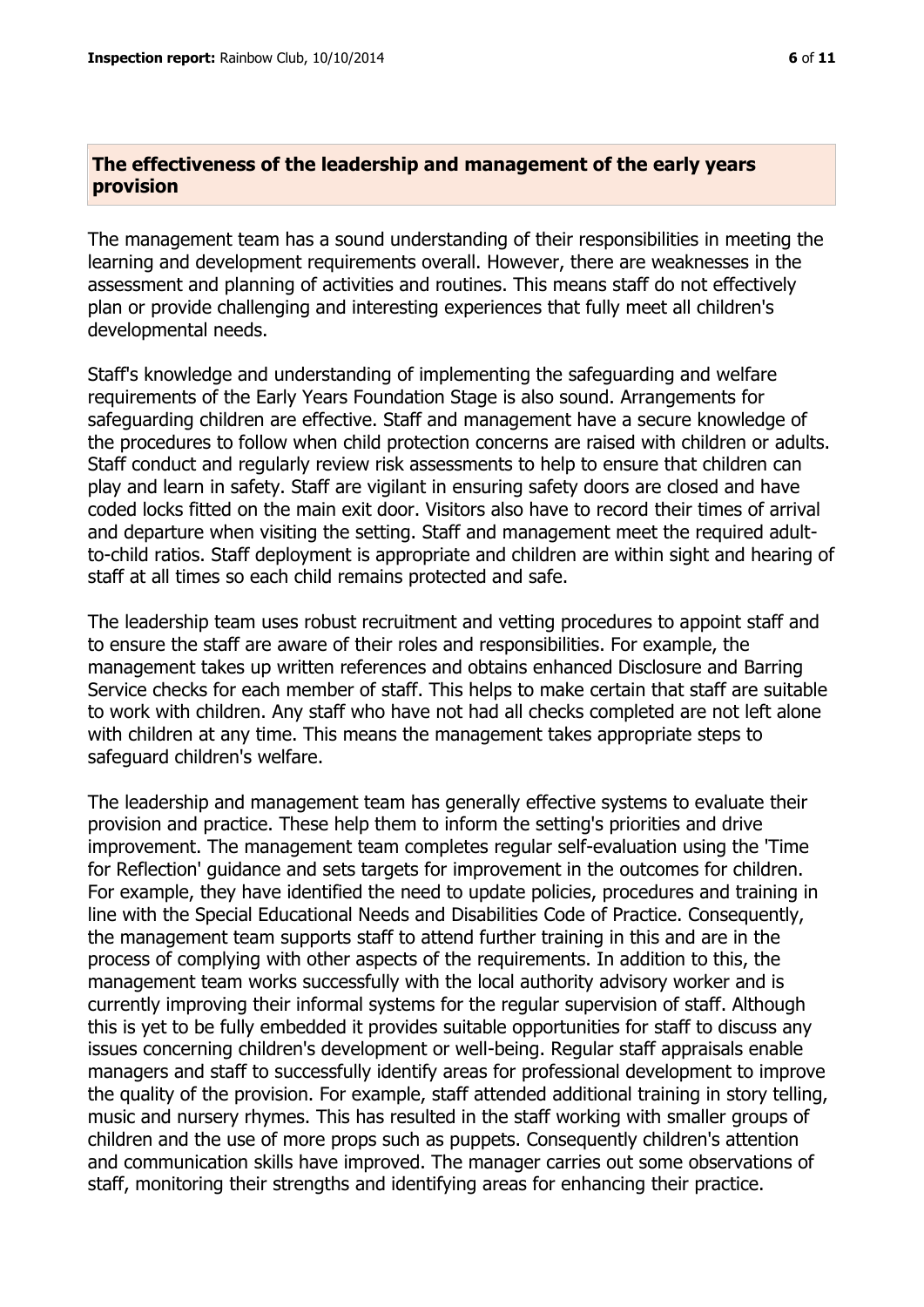## The effectiveness of the leadership and management of the early years provision

The management team has a sound understanding of their responsibilities in meeting the learning and development requirements overall. However, there are weaknesses in the assessment and planning of activities and routines. This means staff do not effectively plan or provide challenging and interesting experiences that fully meet all children's developmental needs.

Staff's knowledge and understanding of implementing the safeguarding and welfare requirements of the Early Years Foundation Stage is also sound. Arrangements for safeguarding children are effective. Staff and management have a secure knowledge of the procedures to follow when child protection concerns are raised with children or adults. Staff conduct and regularly review risk assessments to help to ensure that children can play and learn in safety. Staff are vigilant in ensuring safety doors are closed and have coded locks fitted on the main exit door. Visitors also have to record their times of arrival and departure when visiting the setting. Staff and management meet the required adult-to-child ratios. Staff deployment is appropriate and children are within sight and hearing of staff at all times so each child remains protected and safe.

The leadership team uses robust recruitment and vetting procedures to appoint staff and to ensure the staff are aware of their roles and responsibilities. For example, the management takes up written references and obtains enhanced Disclosure and Barring Service checks for each member of staff. This helps to make certain that staff are suitable to work with children. Any staff who have not had all checks completed are not left alone with children at any time. This means the management takes appropriate steps to safeguard children's welfare.

The leadership and management team has generally effective systems to evaluate their provision and practice. These help them to inform the setting's priorities and drive improvement. The management team completes regular self-evaluation using the 'Time for Reflection' guidance and sets targets for improvement in the outcomes for children. For example, they have identified the need to update policies, procedures and training in line with the Special Educational Needs and Disabilities Code of Practice. Consequently, the management team supports staff to attend further training in this and are in the process of complying with other aspects of the requirements. In addition to this, the management team works successfully with the local authority advisory worker and is currently improving their informal systems for the regular supervision of staff. Although this is yet to be fully embedded it provides suitable opportunities for staff to discuss any issues concerning children's development or well-being. Regular staff appraisals enable managers and staff to successfully identify areas for professional development to improve the quality of the provision. For example, staff attended additional training in story telling, music and nursery rhymes. This has resulted in the staff working with smaller groups of children and the use of more props such as puppets. Consequently children's attention and communication skills have improved. The manager carries out some observations of staff, monitoring their strengths and identifying areas for enhancing their practice.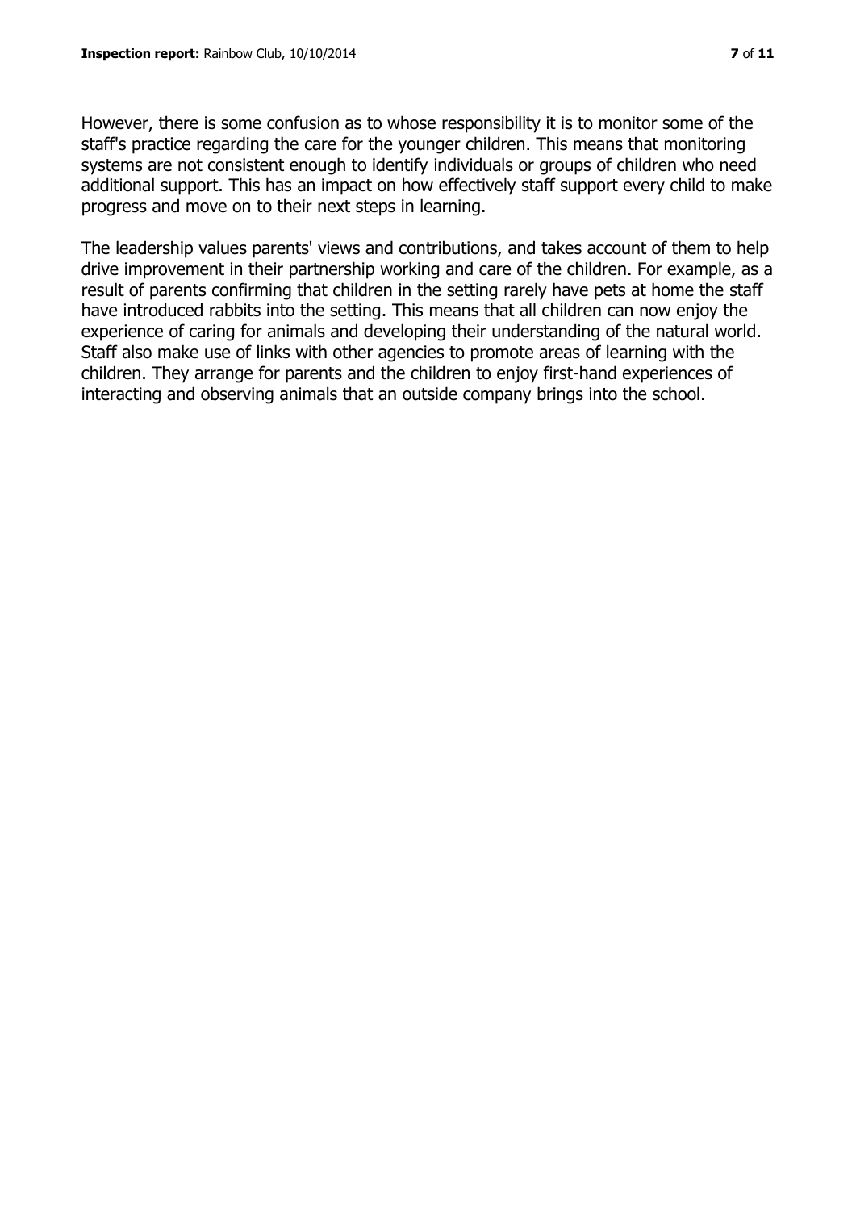However, there is some confusion as to whose responsibility it is to monitor some of the staff's practice regarding the care for the younger children. This means that monitoring systems are not consistent enough to identify individuals or groups of children who need additional support. This has an impact on how effectively staff support every child to make progress and move on to their next steps in learning.

The leadership values parents' views and contributions, and takes account of them to help drive improvement in their partnership working and care of the children. For example, as a result of parents confirming that children in the setting rarely have pets at home the staff have introduced rabbits into the setting. This means that all children can now enjoy the experience of caring for animals and developing their understanding of the natural world. Staff also make use of links with other agencies to promote areas of learning with the children. They arrange for parents and the children to enjoy first-hand experiences of interacting and observing animals that an outside company brings into the school.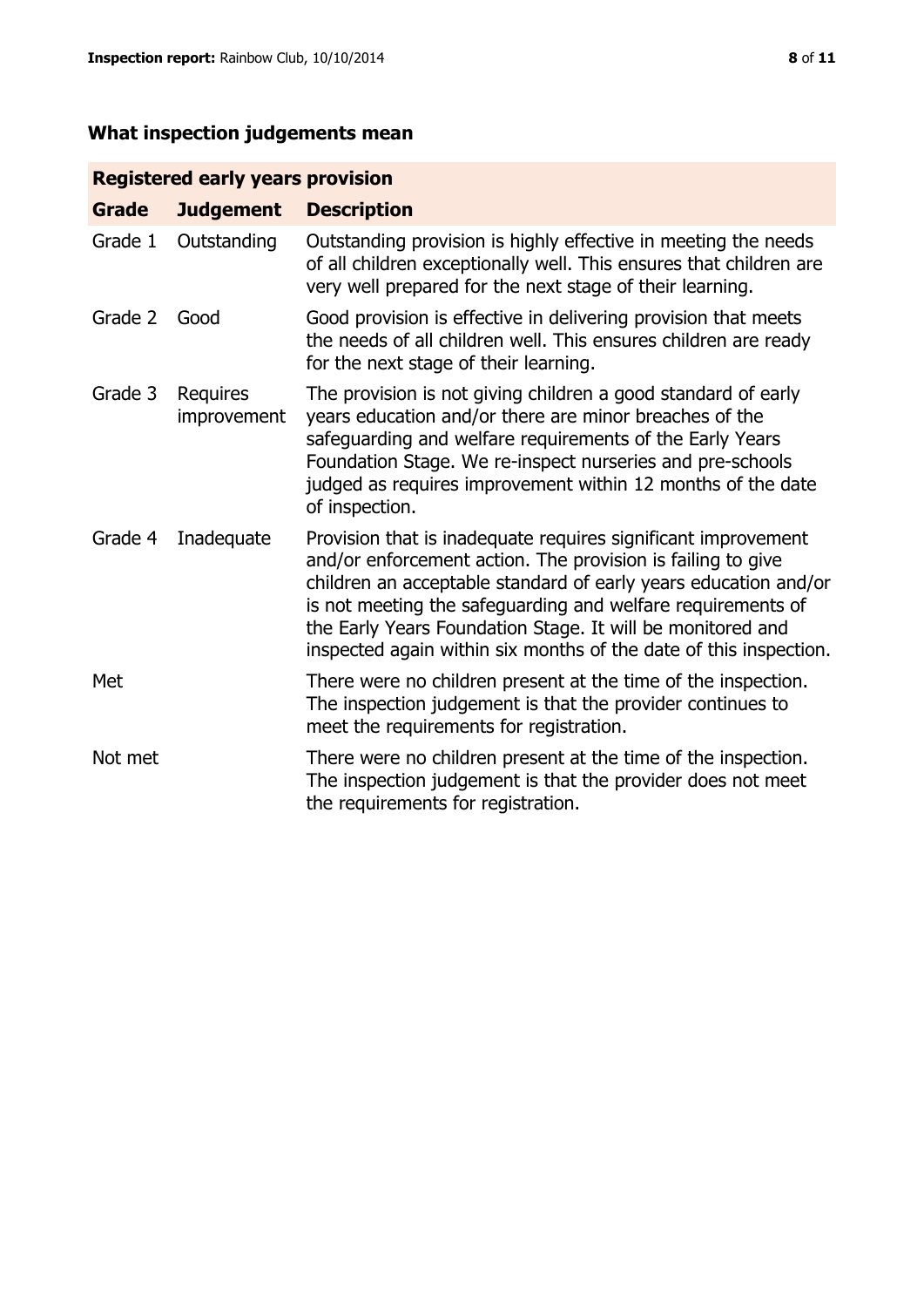## What inspection judgements mean

| Registered early years provision | | |
|---|---|---|
| **Grade** | **Judgement** | **Description** |
| Grade 1 | Outstanding | Outstanding provision is highly effective in meeting the needs of all children exceptionally well. This ensures that children are very well prepared for the next stage of their learning. |
| Grade 2 | Good | Good provision is effective in delivering provision that meets the needs of all children well. This ensures children are ready for the next stage of their learning. |
| Grade 3 | Requires improvement | The provision is not giving children a good standard of early years education and/or there are minor breaches of the safeguarding and welfare requirements of the Early Years Foundation Stage. We re-inspect nurseries and pre-schools judged as requires improvement within 12 months of the date of inspection. |
| Grade 4 | Inadequate | Provision that is inadequate requires significant improvement and/or enforcement action. The provision is failing to give children an acceptable standard of early years education and/or is not meeting the safeguarding and welfare requirements of the Early Years Foundation Stage. It will be monitored and inspected again within six months of the date of this inspection. |
| Met | | There were no children present at the time of the inspection. The inspection judgement is that the provider continues to meet the requirements for registration. |
| Not met | | There were no children present at the time of the inspection. The inspection judgement is that the provider does not meet the requirements for registration. |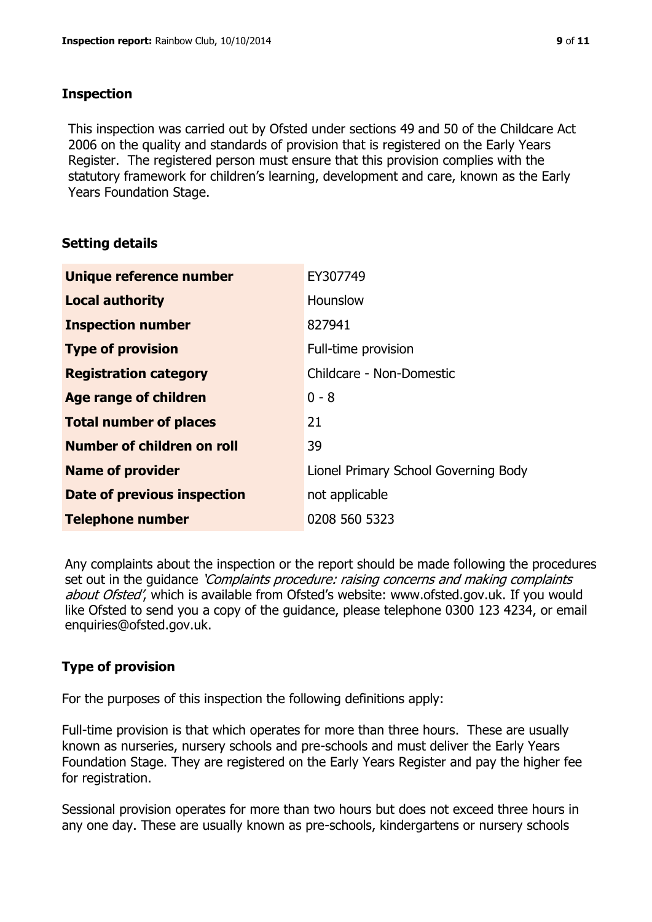## Inspection

This inspection was carried out by Ofsted under sections 49 and 50 of the Childcare Act 2006 on the quality and standards of provision that is registered on the Early Years Register. The registered person must ensure that this provision complies with the statutory framework for children's learning, development and care, known as the Early Years Foundation Stage.

## Setting details

| | |
|---|---|
| **Unique reference number** | EY307749 |
| **Local authority** | Hounslow |
| **Inspection number** | 827941 |
| **Type of provision** | Full-time provision |
| **Registration category** | Childcare - Non-Domestic |
| **Age range of children** | 0 - 8 |
| **Total number of places** | 21 |
| **Number of children on roll** | 39 |
| **Name of provider** | Lionel Primary School Governing Body |
| **Date of previous inspection** | not applicable |
| **Telephone number** | 0208 560 5323 |

Any complaints about the inspection or the report should be made following the procedures set out in the guidance *'Complaints procedure: raising concerns and making complaints about Ofsted'*, which is available from Ofsted's website: www.ofsted.gov.uk. If you would like Ofsted to send you a copy of the guidance, please telephone 0300 123 4234, or email enquiries@ofsted.gov.uk.

## Type of provision

For the purposes of this inspection the following definitions apply:

Full-time provision is that which operates for more than three hours. These are usually known as nurseries, nursery schools and pre-schools and must deliver the Early Years Foundation Stage. They are registered on the Early Years Register and pay the higher fee for registration.

Sessional provision operates for more than two hours but does not exceed three hours in any one day. These are usually known as pre-schools, kindergartens or nursery schools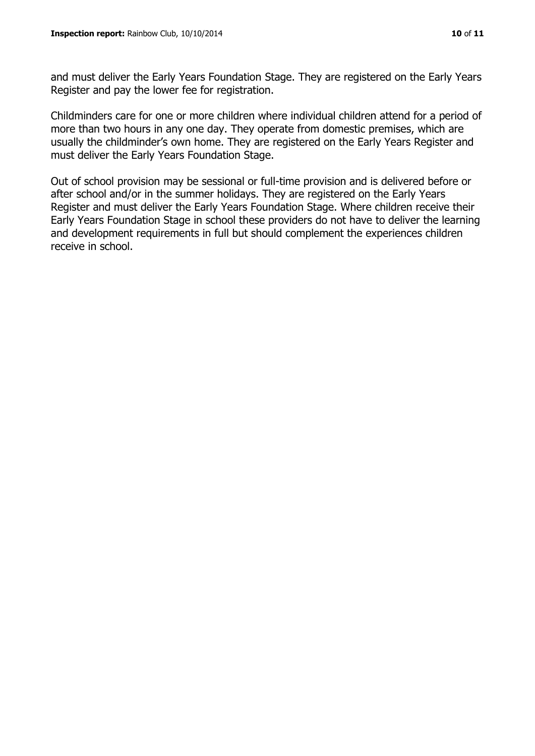and must deliver the Early Years Foundation Stage. They are registered on the Early Years Register and pay the lower fee for registration.

Childminders care for one or more children where individual children attend for a period of more than two hours in any one day. They operate from domestic premises, which are usually the childminder's own home. They are registered on the Early Years Register and must deliver the Early Years Foundation Stage.

Out of school provision may be sessional or full-time provision and is delivered before or after school and/or in the summer holidays. They are registered on the Early Years Register and must deliver the Early Years Foundation Stage. Where children receive their Early Years Foundation Stage in school these providers do not have to deliver the learning and development requirements in full but should complement the experiences children receive in school.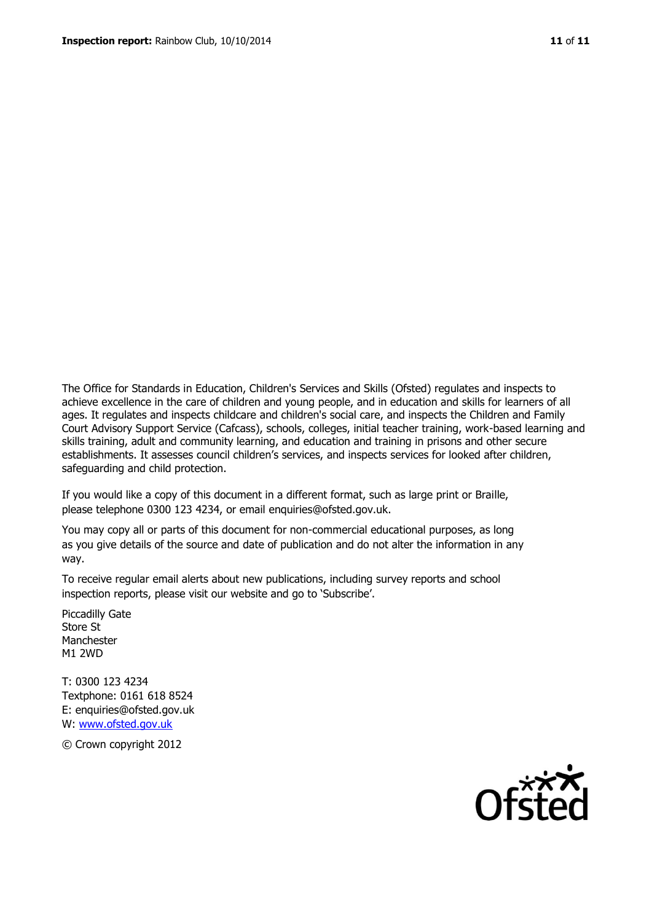The Office for Standards in Education, Children's Services and Skills (Ofsted) regulates and inspects to achieve excellence in the care of children and young people, and in education and skills for learners of all ages. It regulates and inspects childcare and children's social care, and inspects the Children and Family Court Advisory Support Service (Cafcass), schools, colleges, initial teacher training, work-based learning and skills training, adult and community learning, and education and training in prisons and other secure establishments. It assesses council children's services, and inspects services for looked after children, safeguarding and child protection.

If you would like a copy of this document in a different format, such as large print or Braille, please telephone 0300 123 4234, or email enquiries@ofsted.gov.uk.

You may copy all or parts of this document for non-commercial educational purposes, as long as you give details of the source and date of publication and do not alter the information in any way.

To receive regular email alerts about new publications, including survey reports and school inspection reports, please visit our website and go to 'Subscribe'.

Piccadilly Gate
Store St
Manchester
M1 2WD

T: 0300 123 4234
Textphone: 0161 618 8524
E: enquiries@ofsted.gov.uk
W: www.ofsted.gov.uk

© Crown copyright 2012

Ofsted